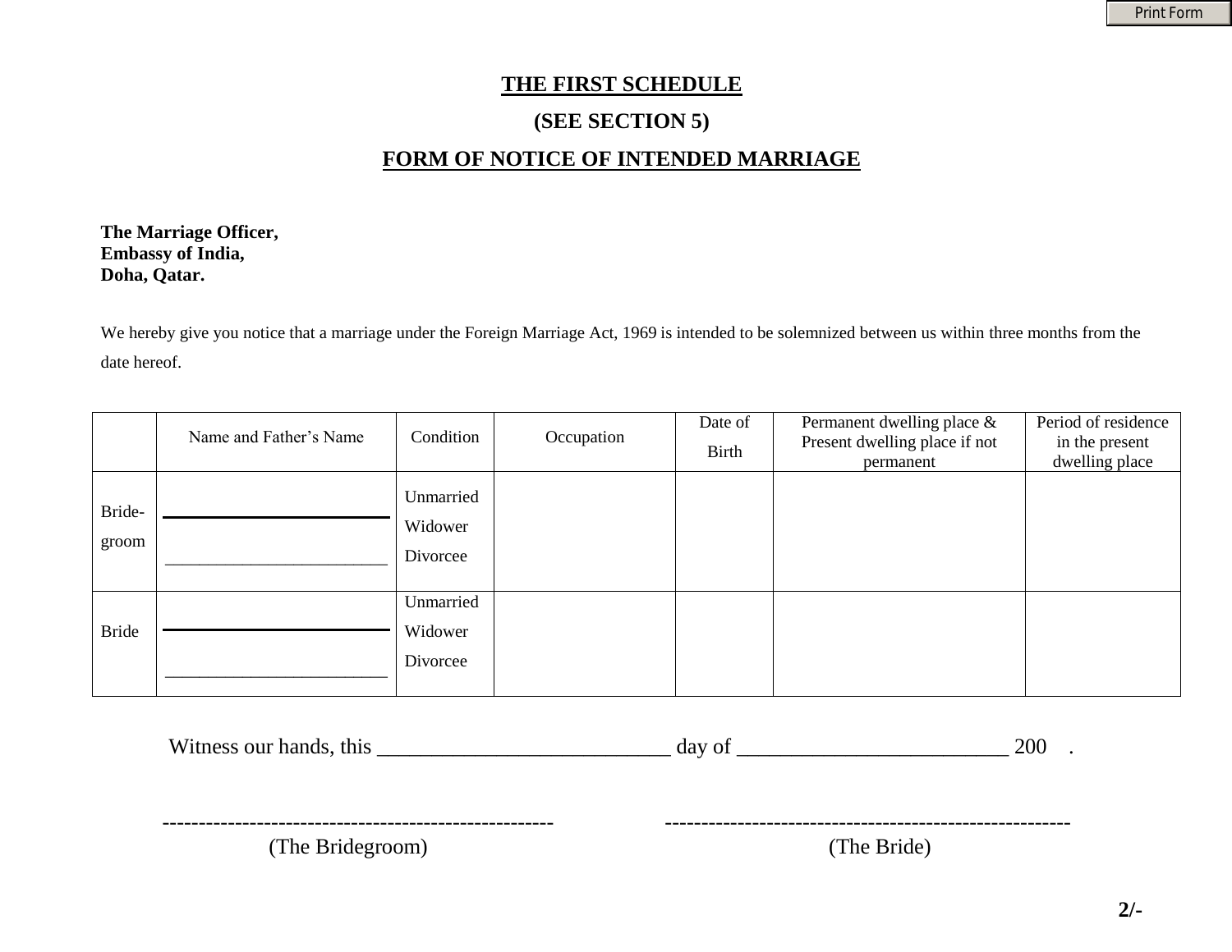# THE FIRST SCHEDULE

## (SEE SECTION 5)

## FORM OF NOTICE OF INTENDED MARRIAGE

**The Marriage Officer,**
**Embassy of India,**
**Doha, Qatar.**

We hereby give you notice that a marriage under the Foreign Marriage Act, 1969 is intended to be solemnized between us within three months from the date hereof.

| | Name and Father's Name | Condition | Occupation | Date of Birth | Permanent dwelling place & Present dwelling place if not permanent | Period of residence in the present dwelling place |
|---|---|---|---|---|---|---|
| Bride-groom | ________________________<br>________________________ | Unmarried<br>Widower<br>Divorcee | | | | |
| Bride | ________________________<br>________________________ | Unmarried<br>Widower<br>Divorcee | | | | |

Witness our hands, this ___________________________ day of _________________________ 200 .

------------------------------------------------------ (The Bridegroom)

-------------------------------------------------------- (The Bride)

2/-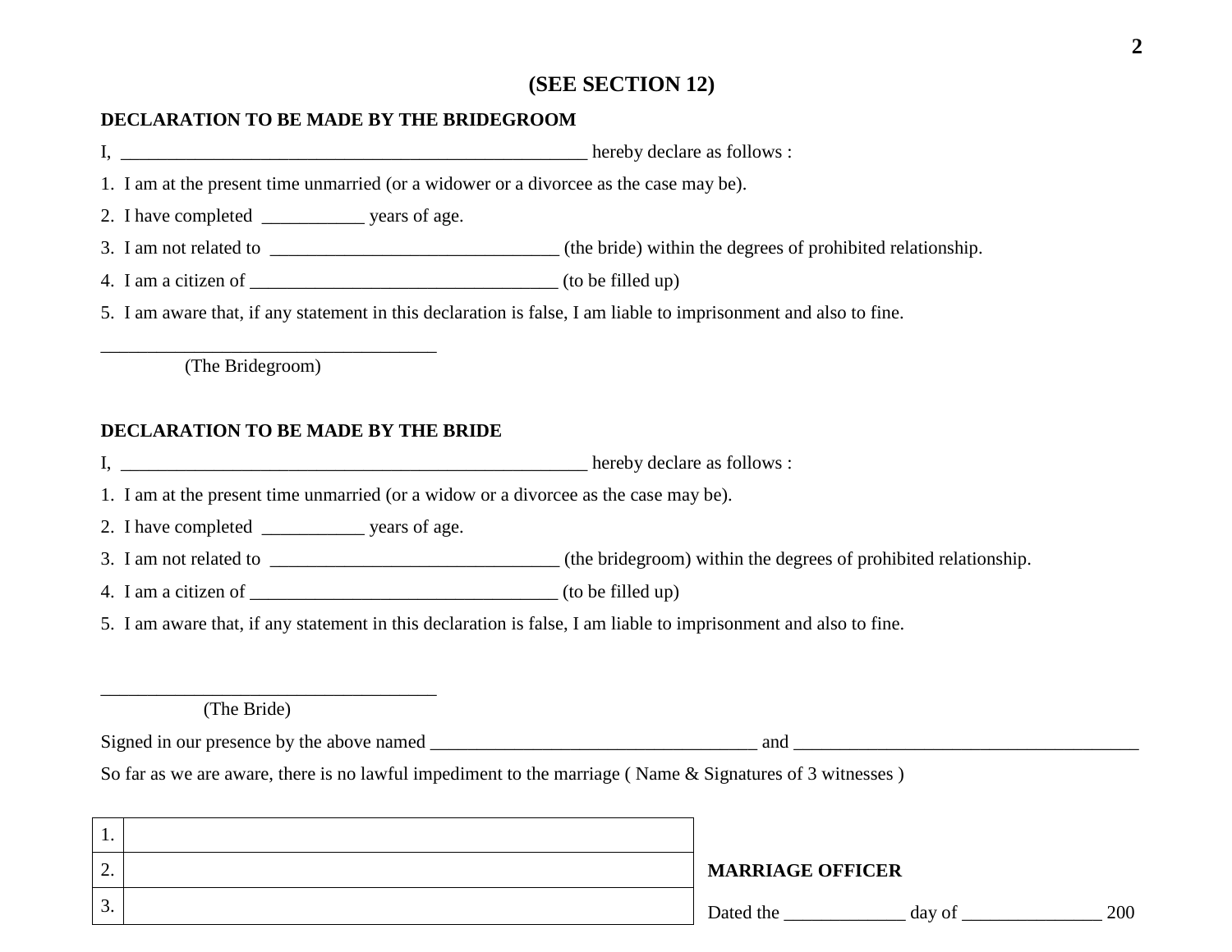## (SEE SECTION 12)

**DECLARATION TO BE MADE BY THE BRIDEGROOM**

I, ___________________________________________________ hereby declare as follows :

1. I am at the present time unmarried (or a widower or a divorcee as the case may be).
2. I have completed ___________ years of age.
3. I am not related to _______________________________ (the bride) within the degrees of prohibited relationship.
4. I am a citizen of _________________________________ (to be filled up)
5. I am aware that, if any statement in this declaration is false, I am liable to imprisonment and also to fine.

_____________________________________
(The Bridegroom)

**DECLARATION TO BE MADE BY THE BRIDE**

I, ___________________________________________________ hereby declare as follows :

1. I am at the present time unmarried (or a widow or a divorcee as the case may be).
2. I have completed ___________ years of age.
3. I am not related to _______________________________ (the bridegroom) within the degrees of prohibited relationship.
4. I am a citizen of _________________________________ (to be filled up)
5. I am aware that, if any statement in this declaration is false, I am liable to imprisonment and also to fine.

_____________________________________
(The Bride)

Signed in our presence by the above named ____________________________________ and ______________________________________

So far as we are aware, there is no lawful impediment to the marriage ( Name & Signatures of 3 witnesses )

| | |
|---|---|
| 1. | |
| 2. | |
| 3. | |

**MARRIAGE OFFICER**

Dated the _____________ day of _______________ 200